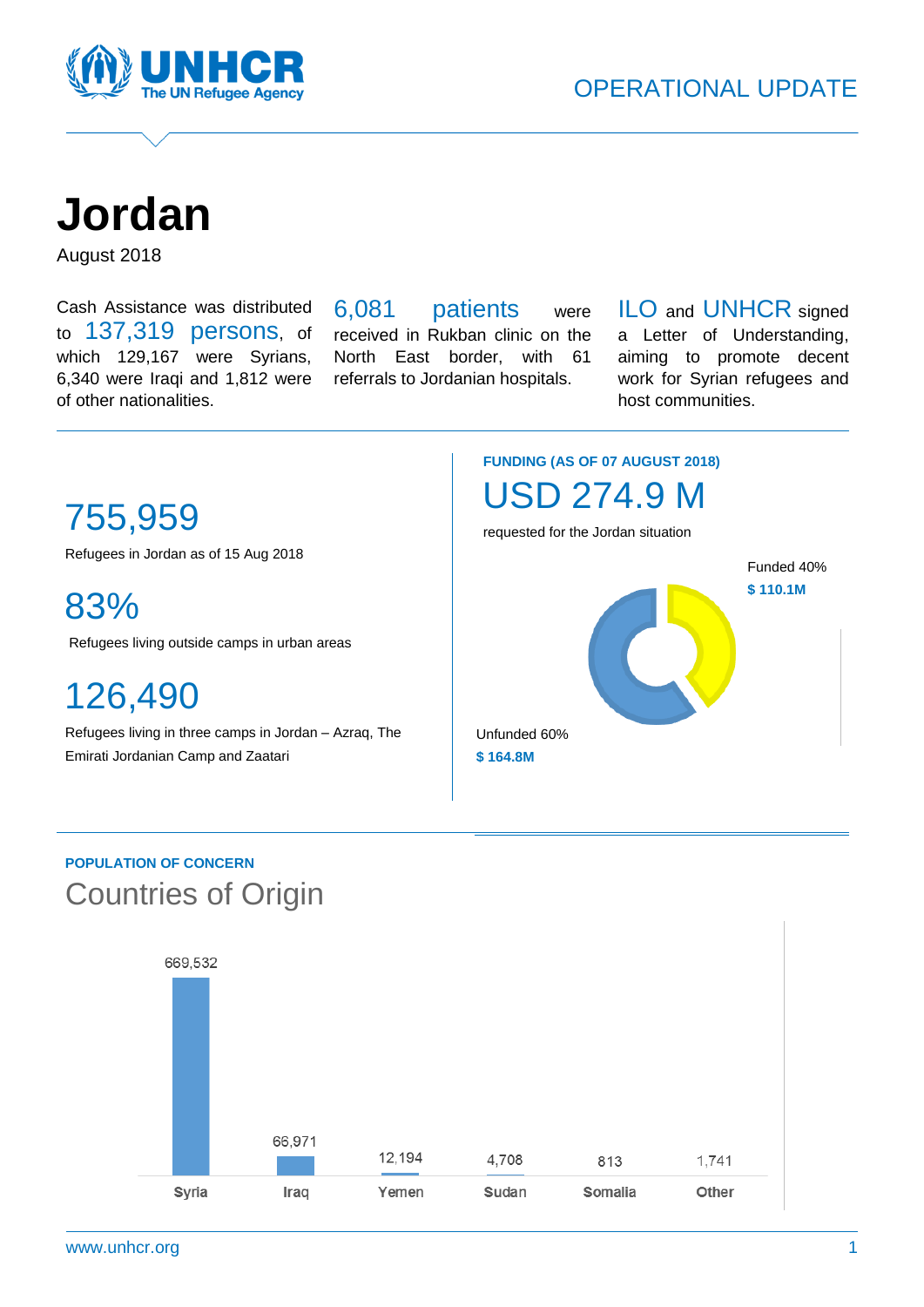UNHCR
The UN Refugee Agency

OPERATIONAL UPDATE

# Jordan

August 2018

Cash Assistance was distributed to 137,319 persons, of which 129,167 were Syrians, 6,340 were Iraqi and 1,812 were of other nationalities.

6,081 patients were received in Rukban clinic on the North East border, with 61 referrals to Jordanian hospitals.

ILO and UNHCR signed a Letter of Understanding, aiming to promote decent work for Syrian refugees and host communities.

## 755,959

Refugees in Jordan as of 15 Aug 2018

## 83%

Refugees living outside camps in urban areas

## 126,490

Refugees living in three camps in Jordan – Azraq, The Emirati Jordanian Camp and Zaatari

**FUNDING (AS OF 07 AUGUST 2018)**

## USD 274.9 M

requested for the Jordan situation

Funded 40%
**$ 110.1M**

Unfunded 60%
**$ 164.8M**

**POPULATION OF CONCERN**

## Countries of Origin

| Country | Population |
|---|---|
| Syria | 669,532 |
| Iraq | 66,971 |
| Yemen | 12,194 |
| Sudan | 4,708 |
| Somalia | 813 |
| Other | 1,741 |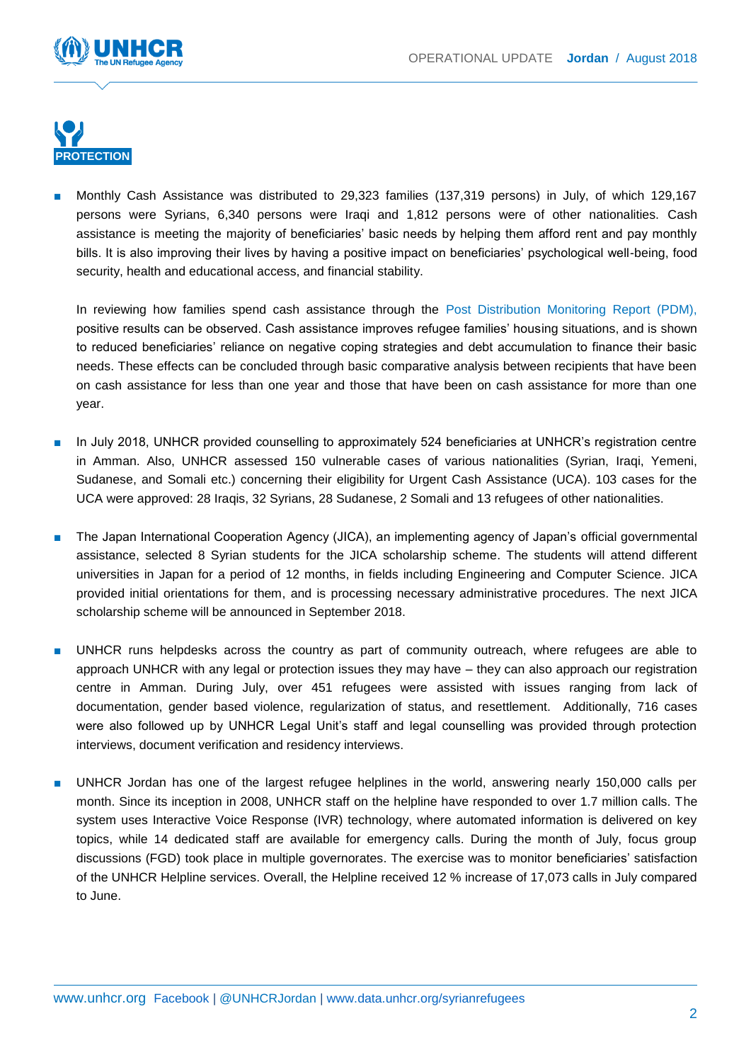## PROTECTION

- Monthly Cash Assistance was distributed to 29,323 families (137,319 persons) in July, of which 129,167 persons were Syrians, 6,340 persons were Iraqi and 1,812 persons were of other nationalities. Cash assistance is meeting the majority of beneficiaries' basic needs by helping them afford rent and pay monthly bills. It is also improving their lives by having a positive impact on beneficiaries' psychological well-being, food security, health and educational access, and financial stability.

  In reviewing how families spend cash assistance through the Post Distribution Monitoring Report (PDM), positive results can be observed. Cash assistance improves refugee families' housing situations, and is shown to reduced beneficiaries' reliance on negative coping strategies and debt accumulation to finance their basic needs. These effects can be concluded through basic comparative analysis between recipients that have been on cash assistance for less than one year and those that have been on cash assistance for more than one year.

- In July 2018, UNHCR provided counselling to approximately 524 beneficiaries at UNHCR's registration centre in Amman. Also, UNHCR assessed 150 vulnerable cases of various nationalities (Syrian, Iraqi, Yemeni, Sudanese, and Somali etc.) concerning their eligibility for Urgent Cash Assistance (UCA). 103 cases for the UCA were approved: 28 Iraqis, 32 Syrians, 28 Sudanese, 2 Somali and 13 refugees of other nationalities.

- The Japan International Cooperation Agency (JICA), an implementing agency of Japan's official governmental assistance, selected 8 Syrian students for the JICA scholarship scheme. The students will attend different universities in Japan for a period of 12 months, in fields including Engineering and Computer Science. JICA provided initial orientations for them, and is processing necessary administrative procedures. The next JICA scholarship scheme will be announced in September 2018.

- UNHCR runs helpdesks across the country as part of community outreach, where refugees are able to approach UNHCR with any legal or protection issues they may have – they can also approach our registration centre in Amman. During July, over 451 refugees were assisted with issues ranging from lack of documentation, gender based violence, regularization of status, and resettlement. Additionally, 716 cases were also followed up by UNHCR Legal Unit's staff and legal counselling was provided through protection interviews, document verification and residency interviews.

- UNHCR Jordan has one of the largest refugee helplines in the world, answering nearly 150,000 calls per month. Since its inception in 2008, UNHCR staff on the helpline have responded to over 1.7 million calls. The system uses Interactive Voice Response (IVR) technology, where automated information is delivered on key topics, while 14 dedicated staff are available for emergency calls. During the month of July, focus group discussions (FGD) took place in multiple governorates. The exercise was to monitor beneficiaries' satisfaction of the UNHCR Helpline services. Overall, the Helpline received 12 % increase of 17,073 calls in July compared to June.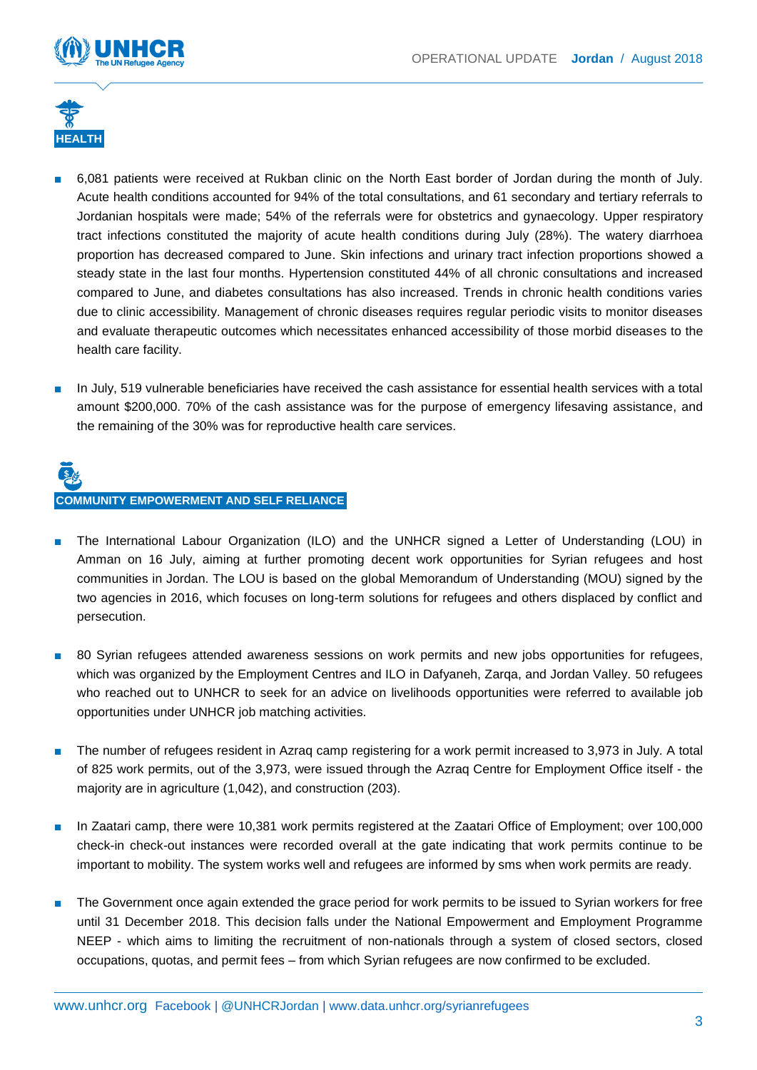## HEALTH

- 6,081 patients were received at Rukban clinic on the North East border of Jordan during the month of July. Acute health conditions accounted for 94% of the total consultations, and 61 secondary and tertiary referrals to Jordanian hospitals were made; 54% of the referrals were for obstetrics and gynaecology. Upper respiratory tract infections constituted the majority of acute health conditions during July (28%). The watery diarrhoea proportion has decreased compared to June. Skin infections and urinary tract infection proportions showed a steady state in the last four months. Hypertension constituted 44% of all chronic consultations and increased compared to June, and diabetes consultations has also increased. Trends in chronic health conditions varies due to clinic accessibility. Management of chronic diseases requires regular periodic visits to monitor diseases and evaluate therapeutic outcomes which necessitates enhanced accessibility of those morbid diseases to the health care facility.

- In July, 519 vulnerable beneficiaries have received the cash assistance for essential health services with a total amount $200,000. 70% of the cash assistance was for the purpose of emergency lifesaving assistance, and the remaining of the 30% was for reproductive health care services.

## COMMUNITY EMPOWERMENT AND SELF RELIANCE

- The International Labour Organization (ILO) and the UNHCR signed a Letter of Understanding (LOU) in Amman on 16 July, aiming at further promoting decent work opportunities for Syrian refugees and host communities in Jordan. The LOU is based on the global Memorandum of Understanding (MOU) signed by the two agencies in 2016, which focuses on long-term solutions for refugees and others displaced by conflict and persecution.

- 80 Syrian refugees attended awareness sessions on work permits and new jobs opportunities for refugees, which was organized by the Employment Centres and ILO in Dafyaneh, Zarqa, and Jordan Valley. 50 refugees who reached out to UNHCR to seek for an advice on livelihoods opportunities were referred to available job opportunities under UNHCR job matching activities.

- The number of refugees resident in Azraq camp registering for a work permit increased to 3,973 in July. A total of 825 work permits, out of the 3,973, were issued through the Azraq Centre for Employment Office itself - the majority are in agriculture (1,042), and construction (203).

- In Zaatari camp, there were 10,381 work permits registered at the Zaatari Office of Employment; over 100,000 check-in check-out instances were recorded overall at the gate indicating that work permits continue to be important to mobility. The system works well and refugees are informed by sms when work permits are ready.

- The Government once again extended the grace period for work permits to be issued to Syrian workers for free until 31 December 2018. This decision falls under the National Empowerment and Employment Programme NEEP - which aims to limiting the recruitment of non-nationals through a system of closed sectors, closed occupations, quotas, and permit fees – from which Syrian refugees are now confirmed to be excluded.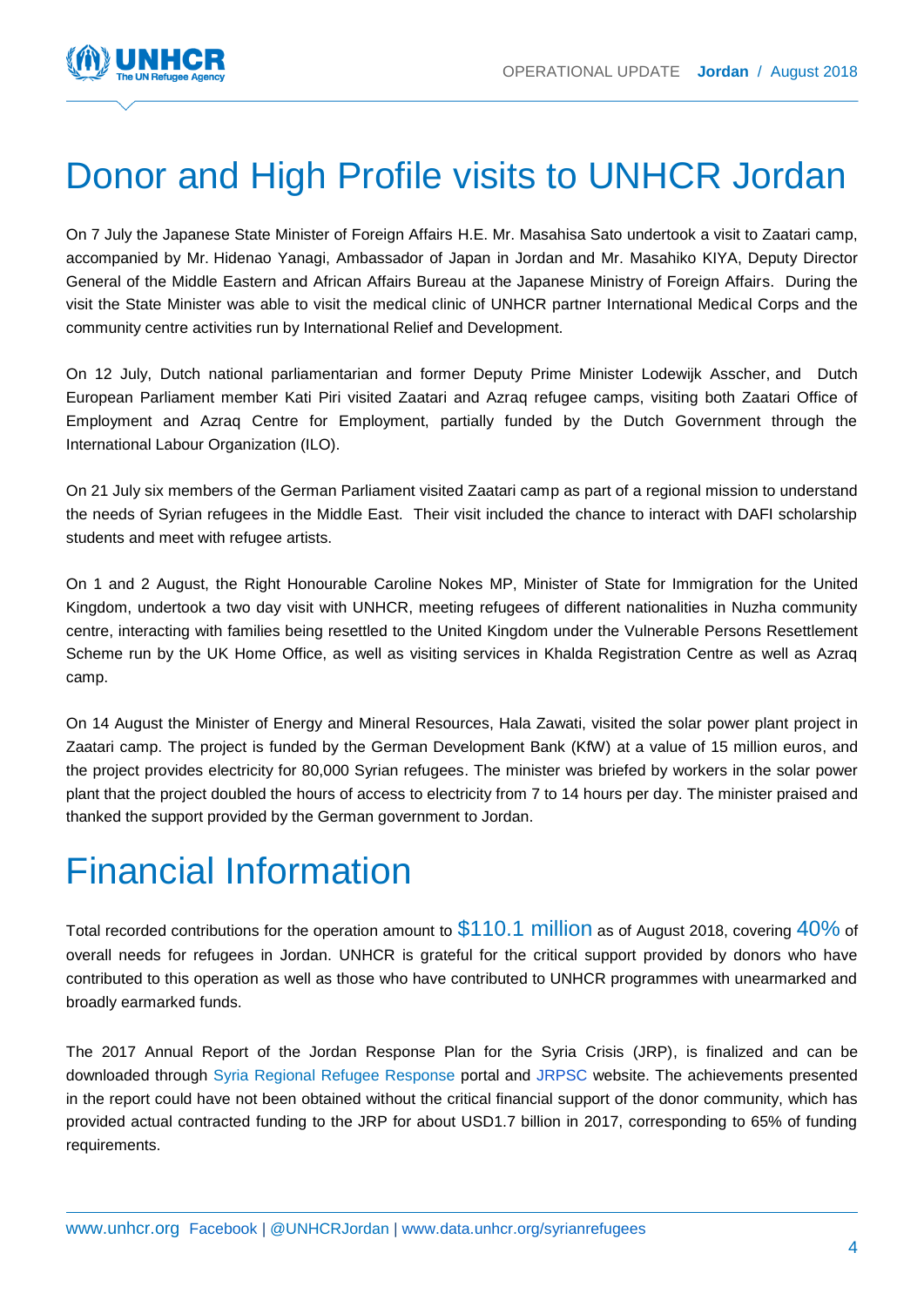# Donor and High Profile visits to UNHCR Jordan

On 7 July the Japanese State Minister of Foreign Affairs H.E. Mr. Masahisa Sato undertook a visit to Zaatari camp, accompanied by Mr. Hidenao Yanagi, Ambassador of Japan in Jordan and Mr. Masahiko KIYA, Deputy Director General of the Middle Eastern and African Affairs Bureau at the Japanese Ministry of Foreign Affairs. During the visit the State Minister was able to visit the medical clinic of UNHCR partner International Medical Corps and the community centre activities run by International Relief and Development.

On 12 July, Dutch national parliamentarian and former Deputy Prime Minister Lodewijk Asscher, and Dutch European Parliament member Kati Piri visited Zaatari and Azraq refugee camps, visiting both Zaatari Office of Employment and Azraq Centre for Employment, partially funded by the Dutch Government through the International Labour Organization (ILO).

On 21 July six members of the German Parliament visited Zaatari camp as part of a regional mission to understand the needs of Syrian refugees in the Middle East. Their visit included the chance to interact with DAFI scholarship students and meet with refugee artists.

On 1 and 2 August, the Right Honourable Caroline Nokes MP, Minister of State for Immigration for the United Kingdom, undertook a two day visit with UNHCR, meeting refugees of different nationalities in Nuzha community centre, interacting with families being resettled to the United Kingdom under the Vulnerable Persons Resettlement Scheme run by the UK Home Office, as well as visiting services in Khalda Registration Centre as well as Azraq camp.

On 14 August the Minister of Energy and Mineral Resources, Hala Zawati, visited the solar power plant project in Zaatari camp. The project is funded by the German Development Bank (KfW) at a value of 15 million euros, and the project provides electricity for 80,000 Syrian refugees. The minister was briefed by workers in the solar power plant that the project doubled the hours of access to electricity from 7 to 14 hours per day. The minister praised and thanked the support provided by the German government to Jordan.

# Financial Information

Total recorded contributions for the operation amount to $110.1 million as of August 2018, covering 40% of overall needs for refugees in Jordan. UNHCR is grateful for the critical support provided by donors who have contributed to this operation as well as those who have contributed to UNHCR programmes with unearmarked and broadly earmarked funds.

The 2017 Annual Report of the Jordan Response Plan for the Syria Crisis (JRP), is finalized and can be downloaded through Syria Regional Refugee Response portal and JRPSC website. The achievements presented in the report could have not been obtained without the critical financial support of the donor community, which has provided actual contracted funding to the JRP for about USD1.7 billion in 2017, corresponding to 65% of funding requirements.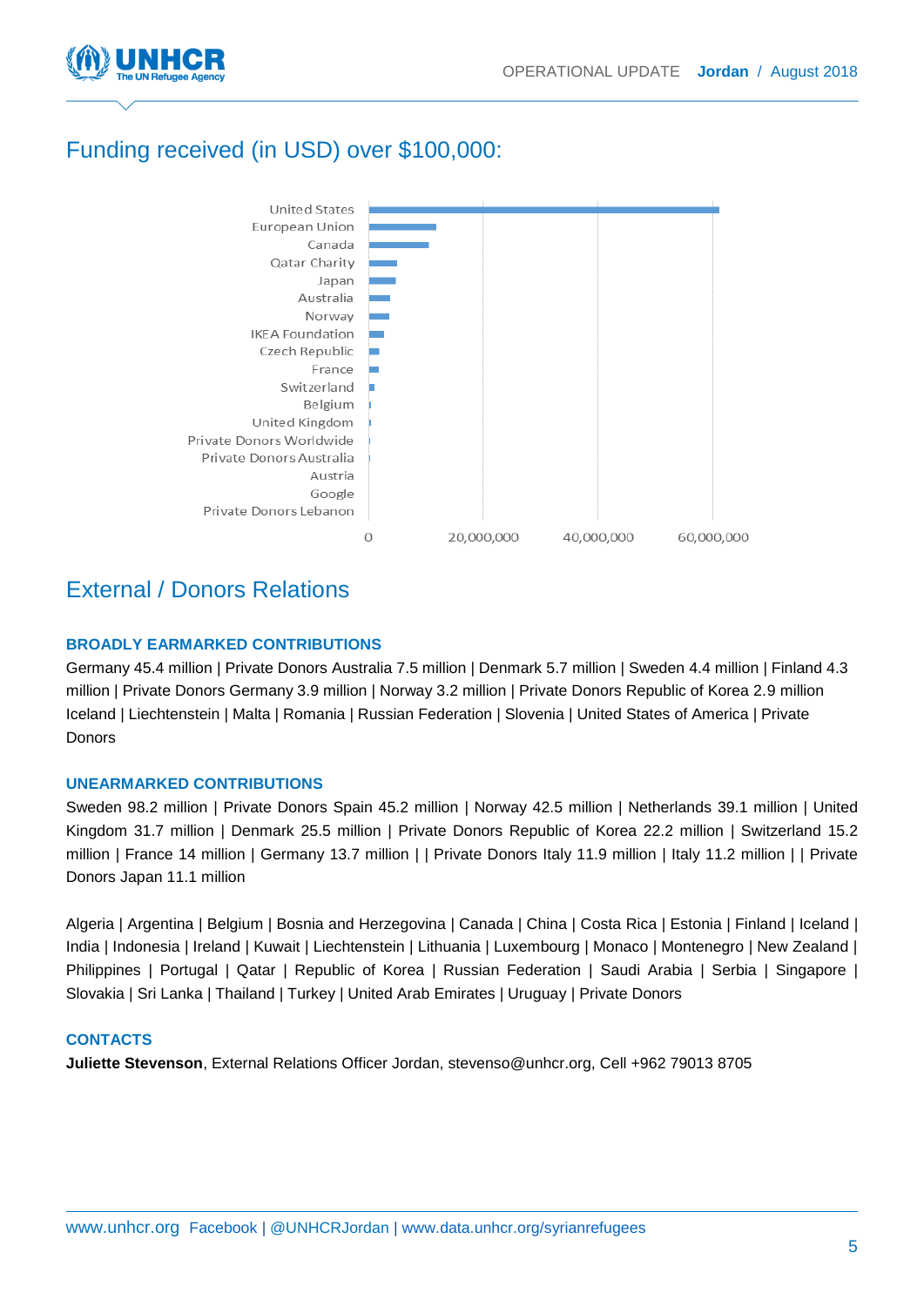## Funding received (in USD) over $100,000:

United States
European Union
Canada
Qatar Charity
Japan
Australia
Norway
IKEA Foundation
Czech Republic
France
Switzerland
Belgium
United Kingdom
Private Donors Worldwide
Private Donors Australia
Austria
Google
Private Donors Lebanon

0 20,000,000 40,000,000 60,000,000

## External / Donors Relations

### BROADLY EARMARKED CONTRIBUTIONS

Germany 45.4 million | Private Donors Australia 7.5 million | Denmark 5.7 million | Sweden 4.4 million | Finland 4.3 million | Private Donors Germany 3.9 million | Norway 3.2 million | Private Donors Republic of Korea 2.9 million Iceland | Liechtenstein | Malta | Romania | Russian Federation | Slovenia | United States of America | Private Donors

### UNEARMARKED CONTRIBUTIONS

Sweden 98.2 million | Private Donors Spain 45.2 million | Norway 42.5 million | Netherlands 39.1 million | United Kingdom 31.7 million | Denmark 25.5 million | Private Donors Republic of Korea 22.2 million | Switzerland 15.2 million | France 14 million | Germany 13.7 million | | Private Donors Italy 11.9 million | Italy 11.2 million | | Private Donors Japan 11.1 million

Algeria | Argentina | Belgium | Bosnia and Herzegovina | Canada | China | Costa Rica | Estonia | Finland | Iceland | India | Indonesia | Ireland | Kuwait | Liechtenstein | Lithuania | Luxembourg | Monaco | Montenegro | New Zealand | Philippines | Portugal | Qatar | Republic of Korea | Russian Federation | Saudi Arabia | Serbia | Singapore | Slovakia | Sri Lanka | Thailand | Turkey | United Arab Emirates | Uruguay | Private Donors

### CONTACTS

**Juliette Stevenson**, External Relations Officer Jordan, stevenso@unhcr.org, Cell +962 79013 8705